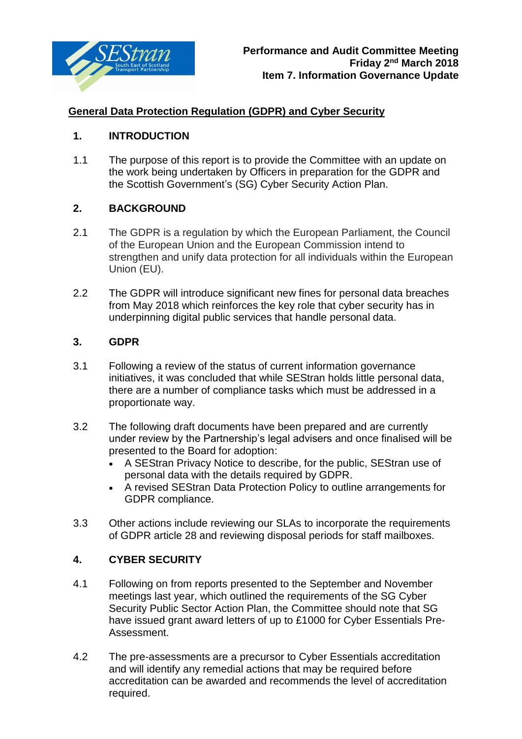**Performance and Audit Committee Meeting**
**Friday 2nd March 2018**
**Item 7. Information Governance Update**

## General Data Protection Regulation (GDPR) and Cyber Security

### 1. INTRODUCTION

1.1 The purpose of this report is to provide the Committee with an update on the work being undertaken by Officers in preparation for the GDPR and the Scottish Government's (SG) Cyber Security Action Plan.

### 2. BACKGROUND

2.1 The GDPR is a regulation by which the European Parliament, the Council of the European Union and the European Commission intend to strengthen and unify data protection for all individuals within the European Union (EU).

2.2 The GDPR will introduce significant new fines for personal data breaches from May 2018 which reinforces the key role that cyber security has in underpinning digital public services that handle personal data.

### 3. GDPR

3.1 Following a review of the status of current information governance initiatives, it was concluded that while SEStran holds little personal data, there are a number of compliance tasks which must be addressed in a proportionate way.

3.2 The following draft documents have been prepared and are currently under review by the Partnership's legal advisers and once finalised will be presented to the Board for adoption:

- A SEStran Privacy Notice to describe, for the public, SEStran use of personal data with the details required by GDPR.
- A revised SEStran Data Protection Policy to outline arrangements for GDPR compliance.

3.3 Other actions include reviewing our SLAs to incorporate the requirements of GDPR article 28 and reviewing disposal periods for staff mailboxes.

### 4. CYBER SECURITY

4.1 Following on from reports presented to the September and November meetings last year, which outlined the requirements of the SG Cyber Security Public Sector Action Plan, the Committee should note that SG have issued grant award letters of up to £1000 for Cyber Essentials Pre-Assessment.

4.2 The pre-assessments are a precursor to Cyber Essentials accreditation and will identify any remedial actions that may be required before accreditation can be awarded and recommends the level of accreditation required.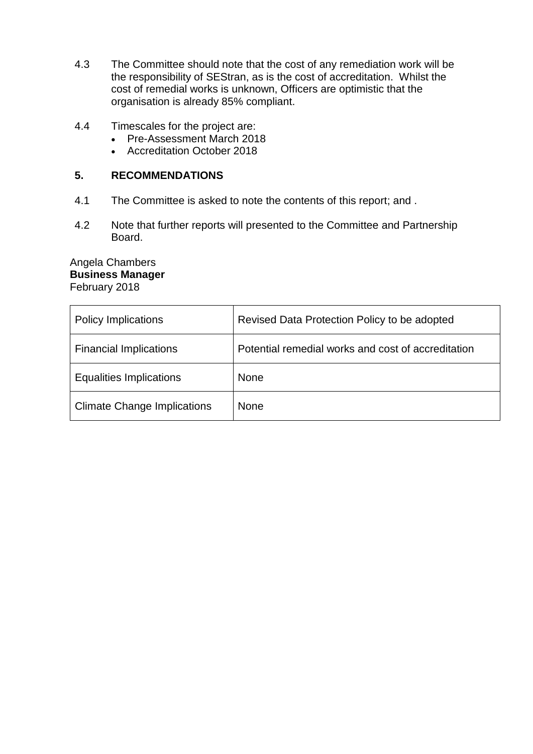4.3 The Committee should note that the cost of any remediation work will be the responsibility of SEStran, as is the cost of accreditation. Whilst the cost of remedial works is unknown, Officers are optimistic that the organisation is already 85% compliant.

4.4 Timescales for the project are:

- Pre-Assessment March 2018
- Accreditation October 2018

## 5. RECOMMENDATIONS

4.1 The Committee is asked to note the contents of this report; and .

4.2 Note that further reports will presented to the Committee and Partnership Board.

Angela Chambers
**Business Manager**
February 2018

| | |
|---|---|
| Policy Implications | Revised Data Protection Policy to be adopted |
| Financial Implications | Potential remedial works and cost of accreditation |
| Equalities Implications | None |
| Climate Change Implications | None |